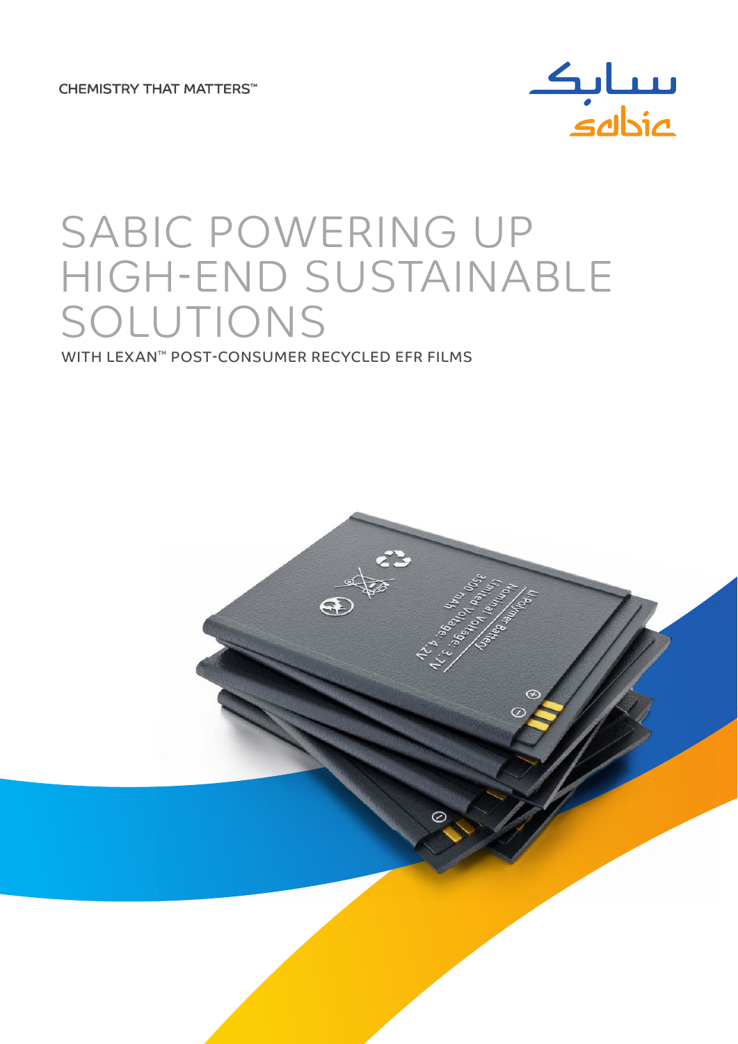CHEMISTRY THAT MATTERS™

# SABIC POWERING UP HIGH-END SUSTAINABLE SOLUTIONS

## WITH LEXAN™ POST-CONSUMER RECYCLED EFR FILMS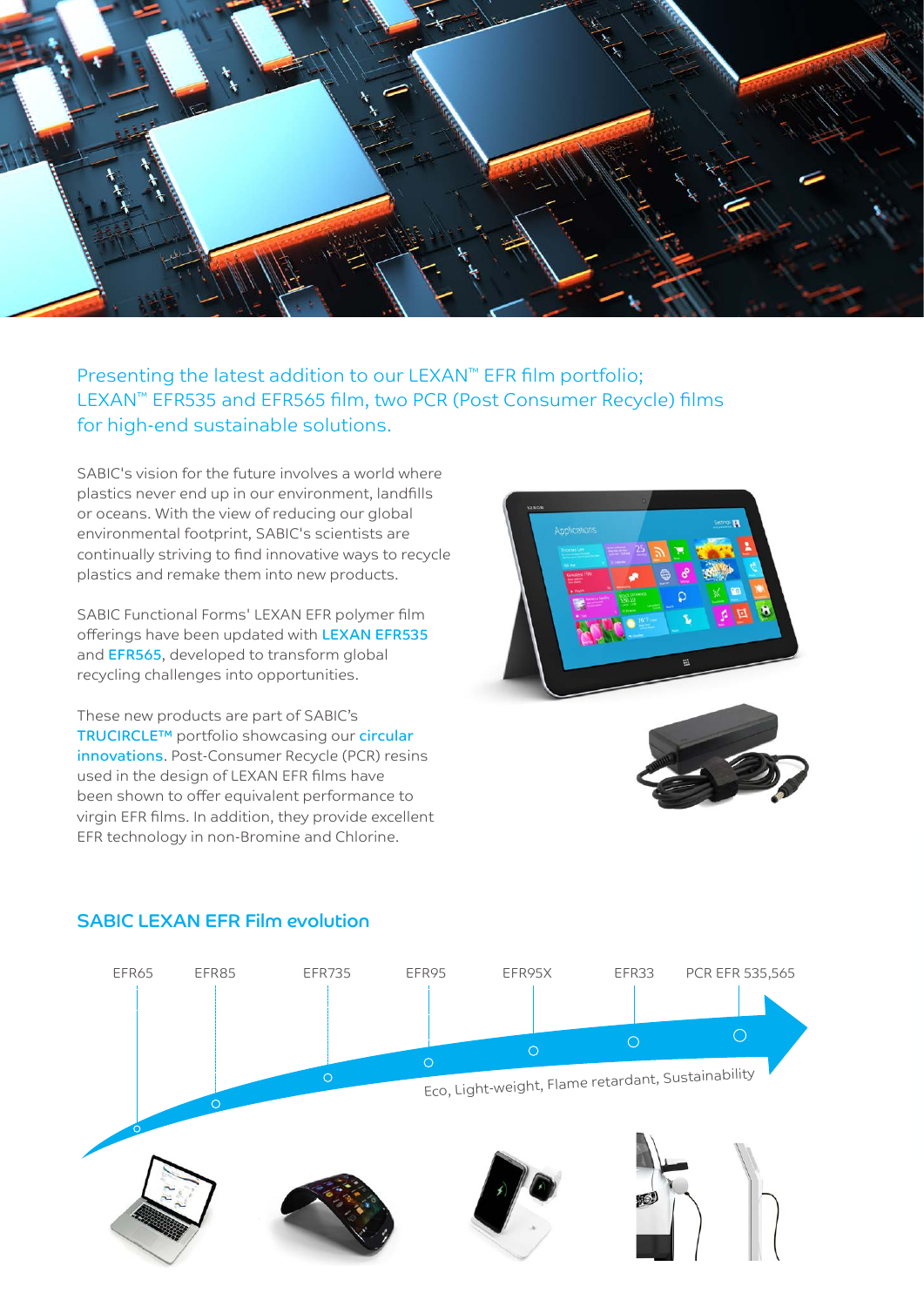## Presenting the latest addition to our LEXAN™ EFR film portfolio; LEXAN™ EFR535 and EFR565 film, two PCR (Post Consumer Recycle) films for high-end sustainable solutions.

SABIC's vision for the future involves a world where plastics never end up in our environment, landfills or oceans. With the view of reducing our global environmental footprint, SABIC's scientists are continually striving to find innovative ways to recycle plastics and remake them into new products.

SABIC Functional Forms' LEXAN EFR polymer film offerings have been updated with LEXAN EFR535 and EFR565, developed to transform global recycling challenges into opportunities.

These new products are part of SABIC's TRUCIRCLE™ portfolio showcasing our circular innovations. Post-Consumer Recycle (PCR) resins used in the design of LEXAN EFR films have been shown to offer equivalent performance to virgin EFR films. In addition, they provide excellent EFR technology in non-Bromine and Chlorine.

### SABIC LEXAN EFR Film evolution

EFR65 → EFR85 → EFR735 → EFR95 → EFR95X → EFR33 → PCR EFR 535,565

Eco, Light-weight, Flame retardant, Sustainability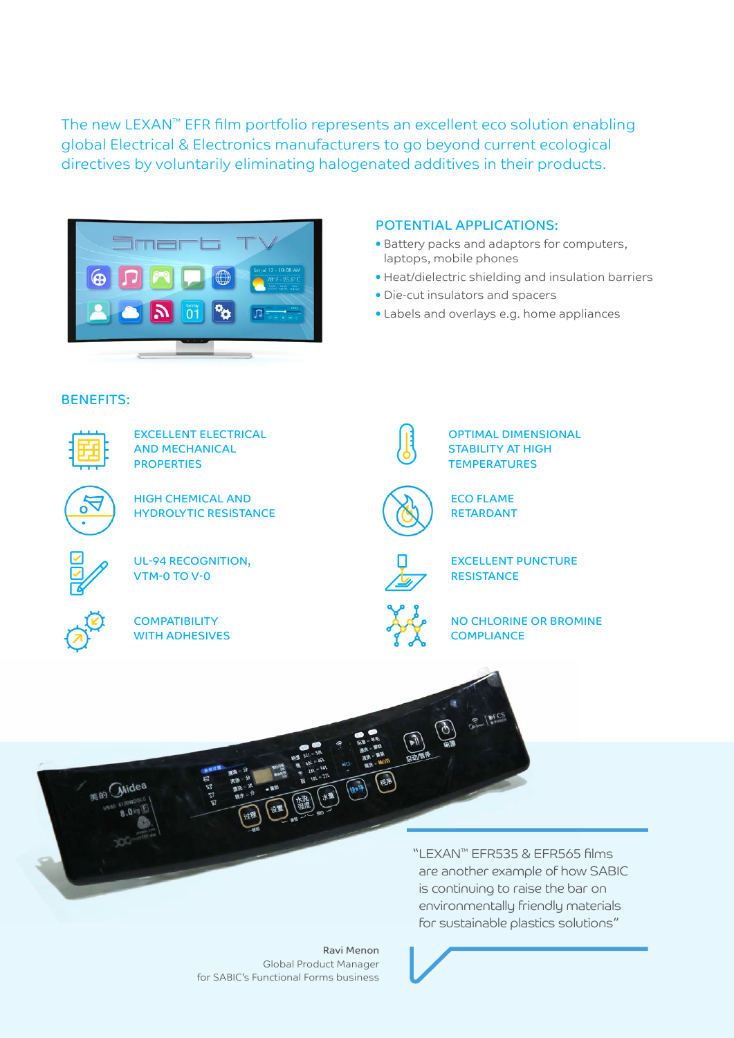The new LEXAN™ EFR film portfolio represents an excellent eco solution enabling global Electrical & Electronics manufacturers to go beyond current ecological directives by voluntarily eliminating halogenated additives in their products.

## POTENTIAL APPLICATIONS:

- Battery packs and adaptors for computers, laptops, mobile phones
- Heat/dielectric shielding and insulation barriers
- Die-cut insulators and spacers
- Labels and overlays e.g. home appliances

## BENEFITS:

- EXCELLENT ELECTRICAL AND MECHANICAL PROPERTIES
- HIGH CHEMICAL AND HYDROLYTIC RESISTANCE
- UL-94 RECOGNITION, VTM-0 TO V-0
- COMPATIBILITY WITH ADHESIVES
- OPTIMAL DIMENSIONAL STABILITY AT HIGH TEMPERATURES
- ECO FLAME RETARDANT
- EXCELLENT PUNCTURE RESISTANCE
- NO CHLORINE OR BROMINE COMPLIANCE

"LEXAN™ EFR535 & EFR565 films are another example of how SABIC is continuing to raise the bar on environmentally friendly materials for sustainable plastics solutions"

**Ravi Menon**
Global Product Manager
for SABIC's Functional Forms business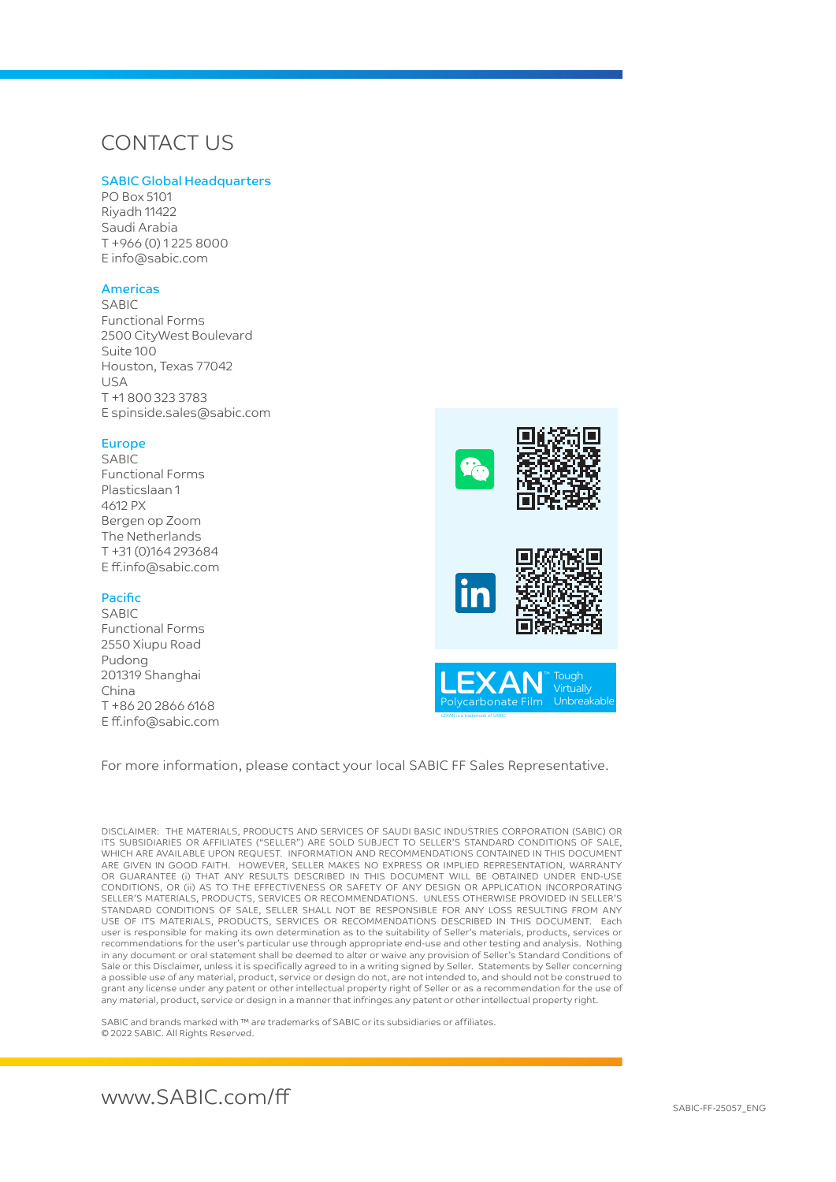# CONTACT US

**SABIC Global Headquarters**
PO Box 5101
Riyadh 11422
Saudi Arabia
T +966 (0) 1 225 8000
E info@sabic.com

**Americas**
SABIC
Functional Forms
2500 CityWest Boulevard
Suite 100
Houston, Texas 77042
USA
T +1 800 323 3783
E spinside.sales@sabic.com

**Europe**
SABIC
Functional Forms
Plasticslaan 1
4612 PX
Bergen op Zoom
The Netherlands
T +31 (0)164 293684
E ff.info@sabic.com

**Pacific**
SABIC
Functional Forms
2550 Xiupu Road
Pudong
201319 Shanghai
China
T +86 20 2866 6168
E ff.info@sabic.com

LEXAN™ Polycarbonate Film
Tough
Virtually
Unbreakable

LEXAN is a trademark of SABIC

For more information, please contact your local SABIC FF Sales Representative.

DISCLAIMER: THE MATERIALS, PRODUCTS AND SERVICES OF SAUDI BASIC INDUSTRIES CORPORATION (SABIC) OR ITS SUBSIDIARIES OR AFFILIATES ("SELLER") ARE SOLD SUBJECT TO SELLER'S STANDARD CONDITIONS OF SALE, WHICH ARE AVAILABLE UPON REQUEST. INFORMATION AND RECOMMENDATIONS CONTAINED IN THIS DOCUMENT ARE GIVEN IN GOOD FAITH. HOWEVER, SELLER MAKES NO EXPRESS OR IMPLIED REPRESENTATION, WARRANTY OR GUARANTEE (i) THAT ANY RESULTS DESCRIBED IN THIS DOCUMENT WILL BE OBTAINED UNDER END-USE CONDITIONS, OR (ii) AS TO THE EFFECTIVENESS OR SAFETY OF ANY DESIGN OR APPLICATION INCORPORATING SELLER'S MATERIALS, PRODUCTS, SERVICES OR RECOMMENDATIONS. UNLESS OTHERWISE PROVIDED IN SELLER'S STANDARD CONDITIONS OF SALE, SELLER SHALL NOT BE RESPONSIBLE FOR ANY LOSS RESULTING FROM ANY USE OF ITS MATERIALS, PRODUCTS, SERVICES OR RECOMMENDATIONS DESCRIBED IN THIS DOCUMENT. Each user is responsible for making its own determination as to the suitability of Seller's materials, products, services or recommendations for the user's particular use through appropriate end-use and other testing and analysis. Nothing in any document or oral statement shall be deemed to alter or waive any provision of Seller's Standard Conditions of Sale or this Disclaimer, unless it is specifically agreed to in a writing signed by Seller. Statements by Seller concerning a possible use of any material, product, service or design do not, are not intended to, and should not be construed to grant any license under any patent or other intellectual property right of Seller or as a recommendation for the use of any material, product, service or design in a manner that infringes any patent or other intellectual property right.

SABIC and brands marked with ™ are trademarks of SABIC or its subsidiaries or affiliates.
© 2022 SABIC. All Rights Reserved.

www.SABIC.com/ff

SABIC-FF-25057_ENG